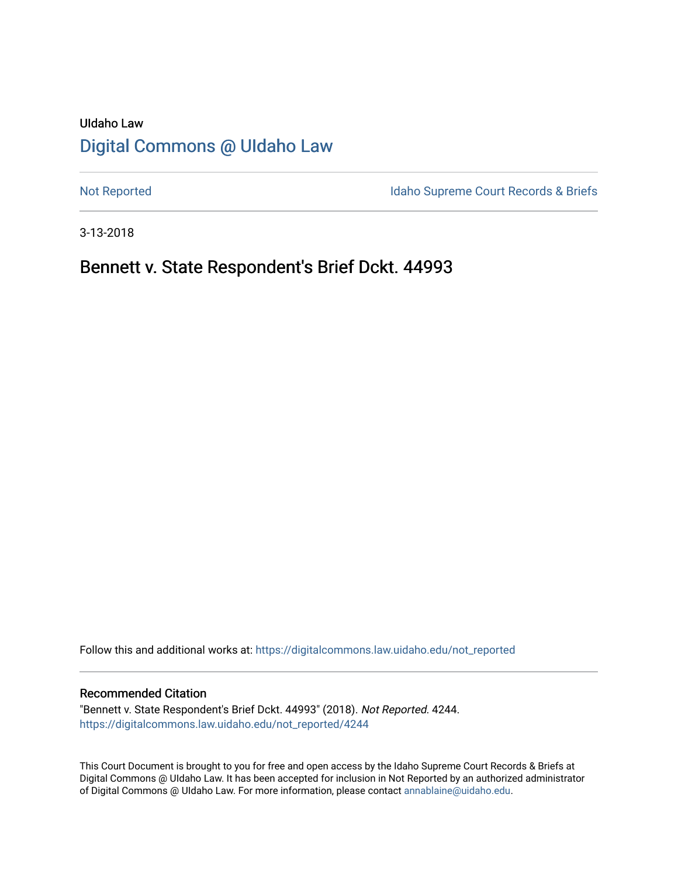UIdaho Law

# Digital Commons @ UIdaho Law

Not Reported

Idaho Supreme Court Records & Briefs

3-13-2018

## Bennett v. State Respondent's Brief Dckt. 44993

Follow this and additional works at: https://digitalcommons.law.uidaho.edu/not_reported

### Recommended Citation

"Bennett v. State Respondent's Brief Dckt. 44993" (2018). *Not Reported*. 4244.
https://digitalcommons.law.uidaho.edu/not_reported/4244

This Court Document is brought to you for free and open access by the Idaho Supreme Court Records & Briefs at Digital Commons @ UIdaho Law. It has been accepted for inclusion in Not Reported by an authorized administrator of Digital Commons @ UIdaho Law. For more information, please contact annablaine@uidaho.edu.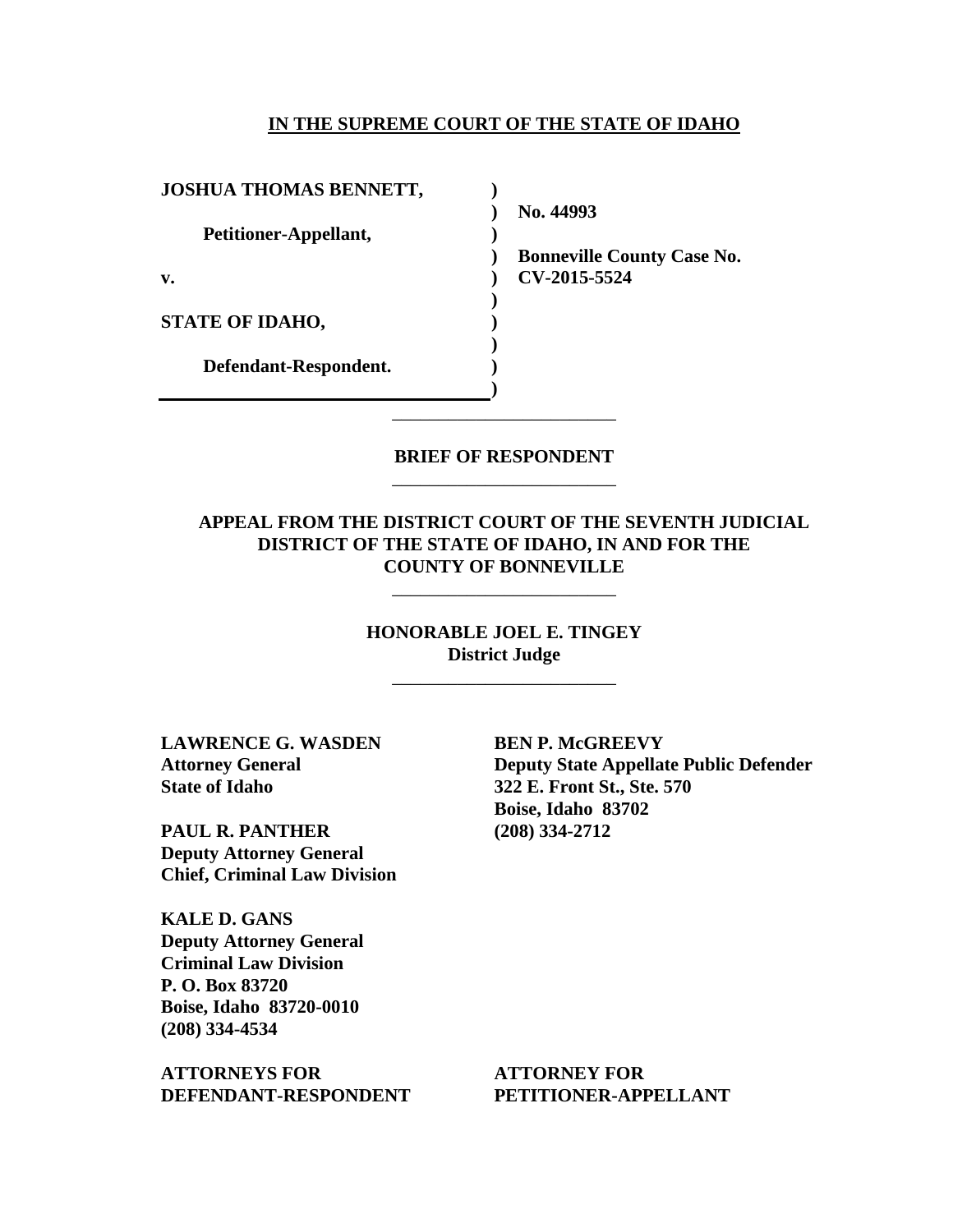**IN THE SUPREME COURT OF THE STATE OF IDAHO**

| | | |
|---|---|---|
| **JOSHUA THOMAS BENNETT,** | **)** | |
| | **)** | **No. 44993** |
| **Petitioner-Appellant,** | **)** | |
| | **)** | **Bonneville County Case No.** |
| **v.** | **)** | **CV-2015-5524** |
| | **)** | |
| **STATE OF IDAHO,** | **)** | |
| | **)** | |
| **Defendant-Respondent.** | **)** | |
| | **)** | |

---

**BRIEF OF RESPONDENT**

---

**APPEAL FROM THE DISTRICT COURT OF THE SEVENTH JUDICIAL DISTRICT OF THE STATE OF IDAHO, IN AND FOR THE COUNTY OF BONNEVILLE**

---

**HONORABLE JOEL E. TINGEY**
**District Judge**

---

**LAWRENCE G. WASDEN**
**Attorney General**
**State of Idaho**

**PAUL R. PANTHER**
**Deputy Attorney General**
**Chief, Criminal Law Division**

**KALE D. GANS**
**Deputy Attorney General**
**Criminal Law Division**
**P. O. Box 83720**
**Boise, Idaho 83720-0010**
**(208) 334-4534**

**ATTORNEYS FOR DEFENDANT-RESPONDENT**

**BEN P. McGREEVY**
**Deputy State Appellate Public Defender**
**322 E. Front St., Ste. 570**
**Boise, Idaho 83702**
**(208) 334-2712**

**ATTORNEY FOR PETITIONER-APPELLANT**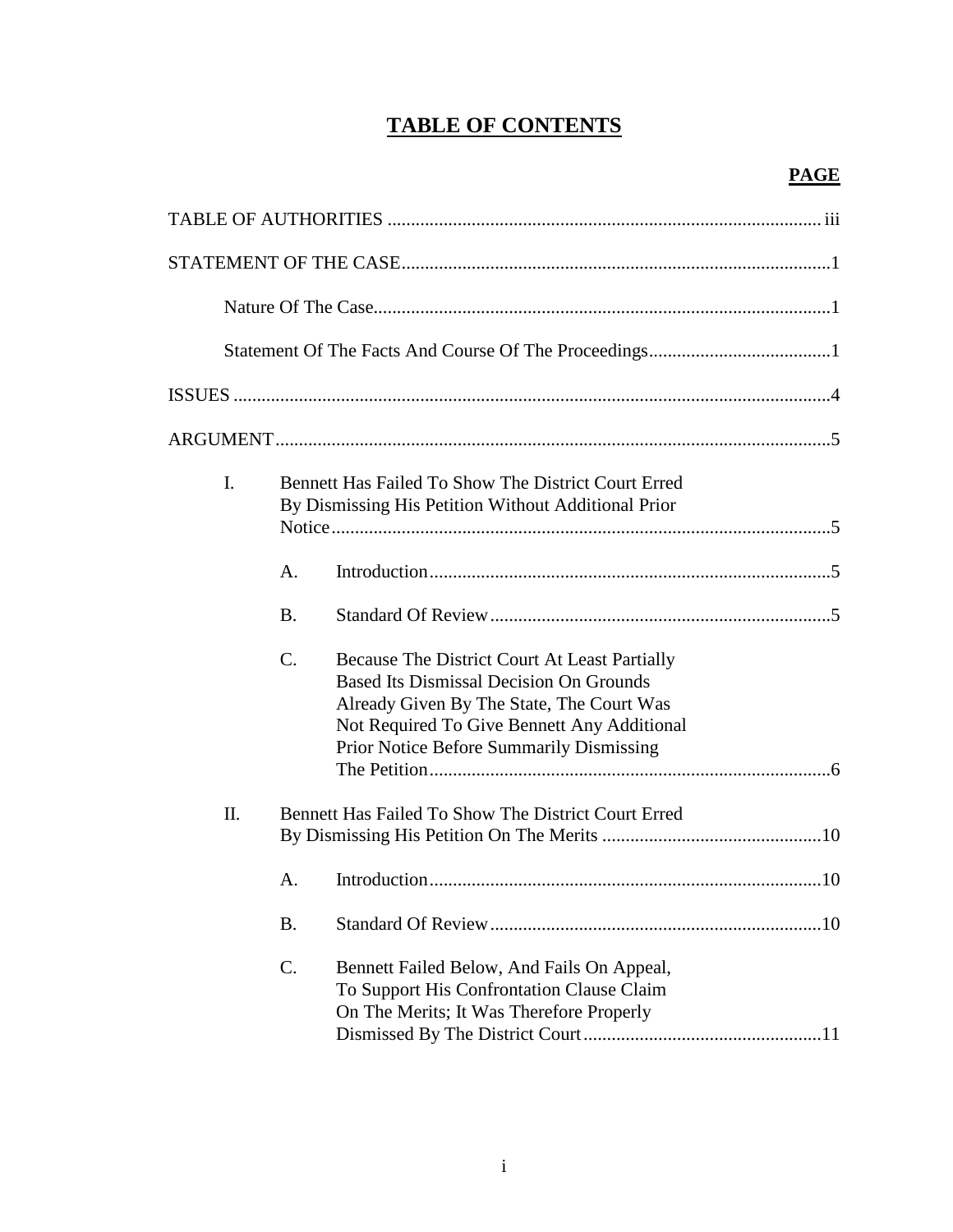# TABLE OF CONTENTS

**PAGE**

TABLE OF AUTHORITIES ............................................................................................ iii

STATEMENT OF THE CASE...........................................................................................1

Nature Of The Case.................................................................................................1

Statement Of The Facts And Course Of The Proceedings.......................................1

ISSUES ...............................................................................................................................4

ARGUMENT.....................................................................................................................5

I. Bennett Has Failed To Show The District Court Erred By Dismissing His Petition Without Additional Prior Notice..........................................................................................5

   A. Introduction.....................................................................................5

   B. Standard Of Review.........................................................................5

   C. Because The District Court At Least Partially Based Its Dismissal Decision On Grounds Already Given By The State, The Court Was Not Required To Give Bennett Any Additional Prior Notice Before Summarily Dismissing The Petition.....................................................................................6

II. Bennett Has Failed To Show The District Court Erred By Dismissing His Petition On The Merits ...............................................10

   A. Introduction...................................................................................10

   B. Standard Of Review.......................................................................10

   C. Bennett Failed Below, And Fails On Appeal, To Support His Confrontation Clause Claim On The Merits; It Was Therefore Properly Dismissed By The District Court...................................................11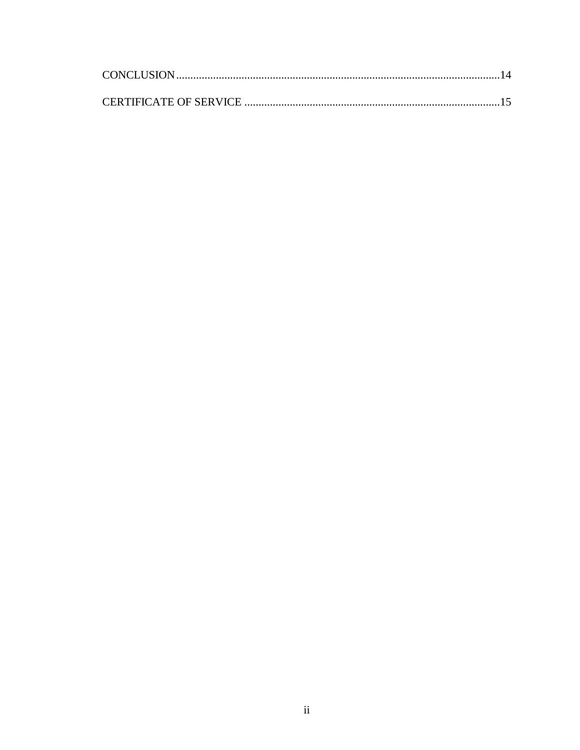CONCLUSION ....................................................................................................................14

CERTIFICATE OF SERVICE ...........................................................................................15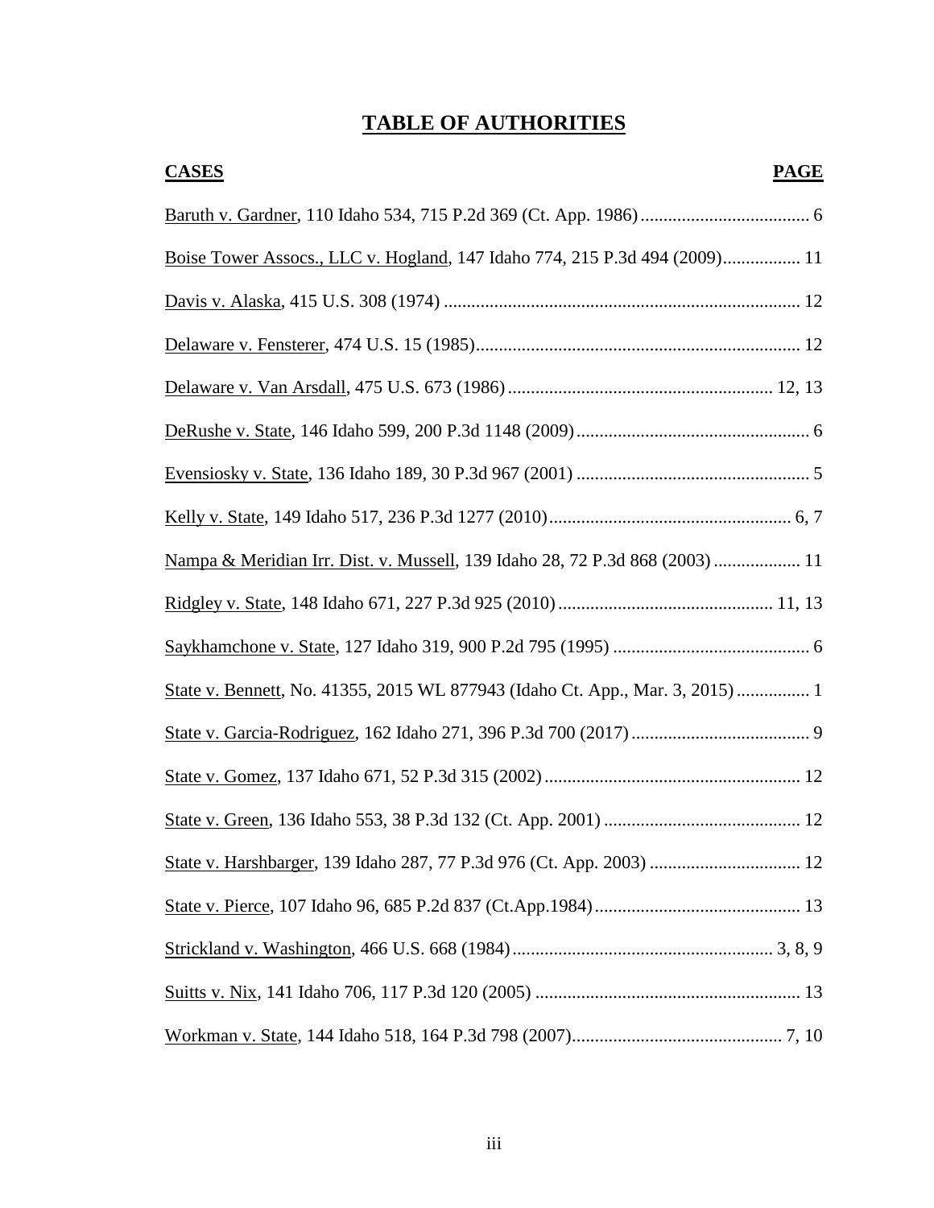# TABLE OF AUTHORITIES

| CASES | PAGE |
|---|---|
| Baruth v. Gardner, 110 Idaho 534, 715 P.2d 369 (Ct. App. 1986) | 6 |
| Boise Tower Assocs., LLC v. Hogland, 147 Idaho 774, 215 P.3d 494 (2009) | 11 |
| Davis v. Alaska, 415 U.S. 308 (1974) | 12 |
| Delaware v. Fensterer, 474 U.S. 15 (1985) | 12 |
| Delaware v. Van Arsdall, 475 U.S. 673 (1986) | 12, 13 |
| DeRushe v. State, 146 Idaho 599, 200 P.3d 1148 (2009) | 6 |
| Evensiosky v. State, 136 Idaho 189, 30 P.3d 967 (2001) | 5 |
| Kelly v. State, 149 Idaho 517, 236 P.3d 1277 (2010) | 6, 7 |
| Nampa & Meridian Irr. Dist. v. Mussell, 139 Idaho 28, 72 P.3d 868 (2003) | 11 |
| Ridgley v. State, 148 Idaho 671, 227 P.3d 925 (2010) | 11, 13 |
| Saykhamchone v. State, 127 Idaho 319, 900 P.2d 795 (1995) | 6 |
| State v. Bennett, No. 41355, 2015 WL 877943 (Idaho Ct. App., Mar. 3, 2015) | 1 |
| State v. Garcia-Rodriguez, 162 Idaho 271, 396 P.3d 700 (2017) | 9 |
| State v. Gomez, 137 Idaho 671, 52 P.3d 315 (2002) | 12 |
| State v. Green, 136 Idaho 553, 38 P.3d 132 (Ct. App. 2001) | 12 |
| State v. Harshbarger, 139 Idaho 287, 77 P.3d 976 (Ct. App. 2003) | 12 |
| State v. Pierce, 107 Idaho 96, 685 P.2d 837 (Ct.App.1984) | 13 |
| Strickland v. Washington, 466 U.S. 668 (1984) | 3, 8, 9 |
| Suitts v. Nix, 141 Idaho 706, 117 P.3d 120 (2005) | 13 |
| Workman v. State, 144 Idaho 518, 164 P.3d 798 (2007) | 7, 10 |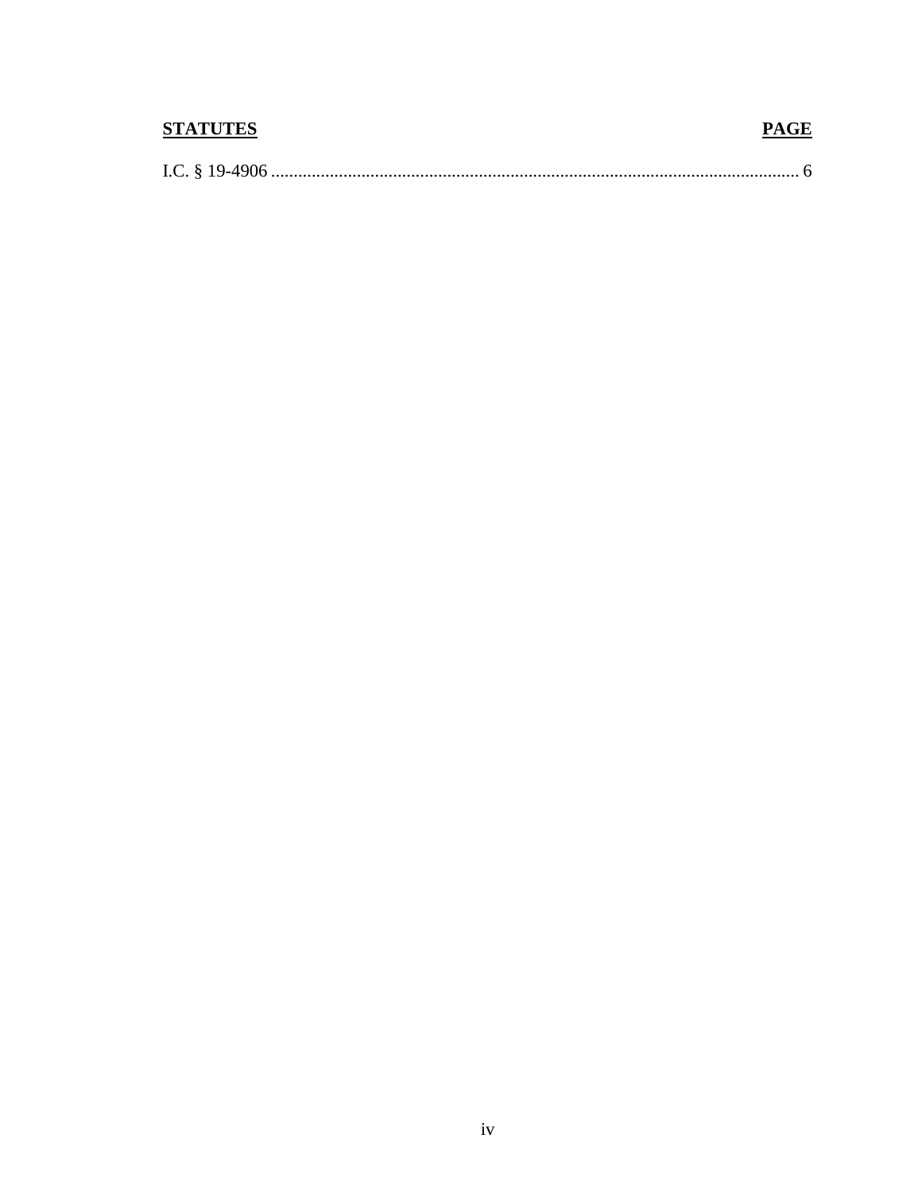| **STATUTES** | **PAGE** |
| --- | --- |
| I.C. § 19-4906 | 6 |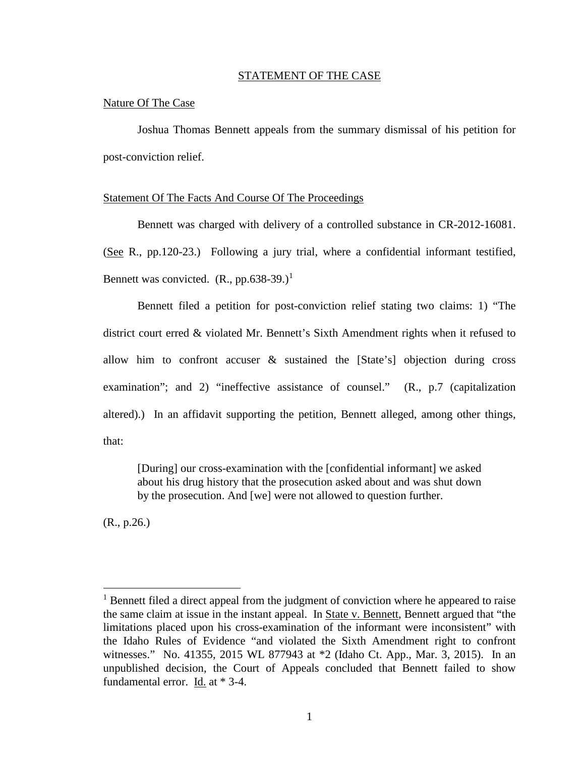## STATEMENT OF THE CASE

### Nature Of The Case

Joshua Thomas Bennett appeals from the summary dismissal of his petition for post-conviction relief.

### Statement Of The Facts And Course Of The Proceedings

Bennett was charged with delivery of a controlled substance in CR-2012-16081. (See R., pp.120-23.) Following a jury trial, where a confidential informant testified, Bennett was convicted. (R., pp.638-39.)[1]

Bennett filed a petition for post-conviction relief stating two claims: 1) "The district court erred & violated Mr. Bennett's Sixth Amendment rights when it refused to allow him to confront accuser & sustained the [State's] objection during cross examination"; and 2) "ineffective assistance of counsel." (R., p.7 (capitalization altered).) In an affidavit supporting the petition, Bennett alleged, among other things, that:

> [During] our cross-examination with the [confidential informant] we asked about his drug history that the prosecution asked about and was shut down by the prosecution. And [we] were not allowed to question further.

(R., p.26.)

---

[1] Bennett filed a direct appeal from the judgment of conviction where he appeared to raise the same claim at issue in the instant appeal. In State v. Bennett, Bennett argued that "the limitations placed upon his cross-examination of the informant were inconsistent" with the Idaho Rules of Evidence "and violated the Sixth Amendment right to confront witnesses." No. 41355, 2015 WL 877943 at *2 (Idaho Ct. App., Mar. 3, 2015). In an unpublished decision, the Court of Appeals concluded that Bennett failed to show fundamental error. Id. at * 3-4.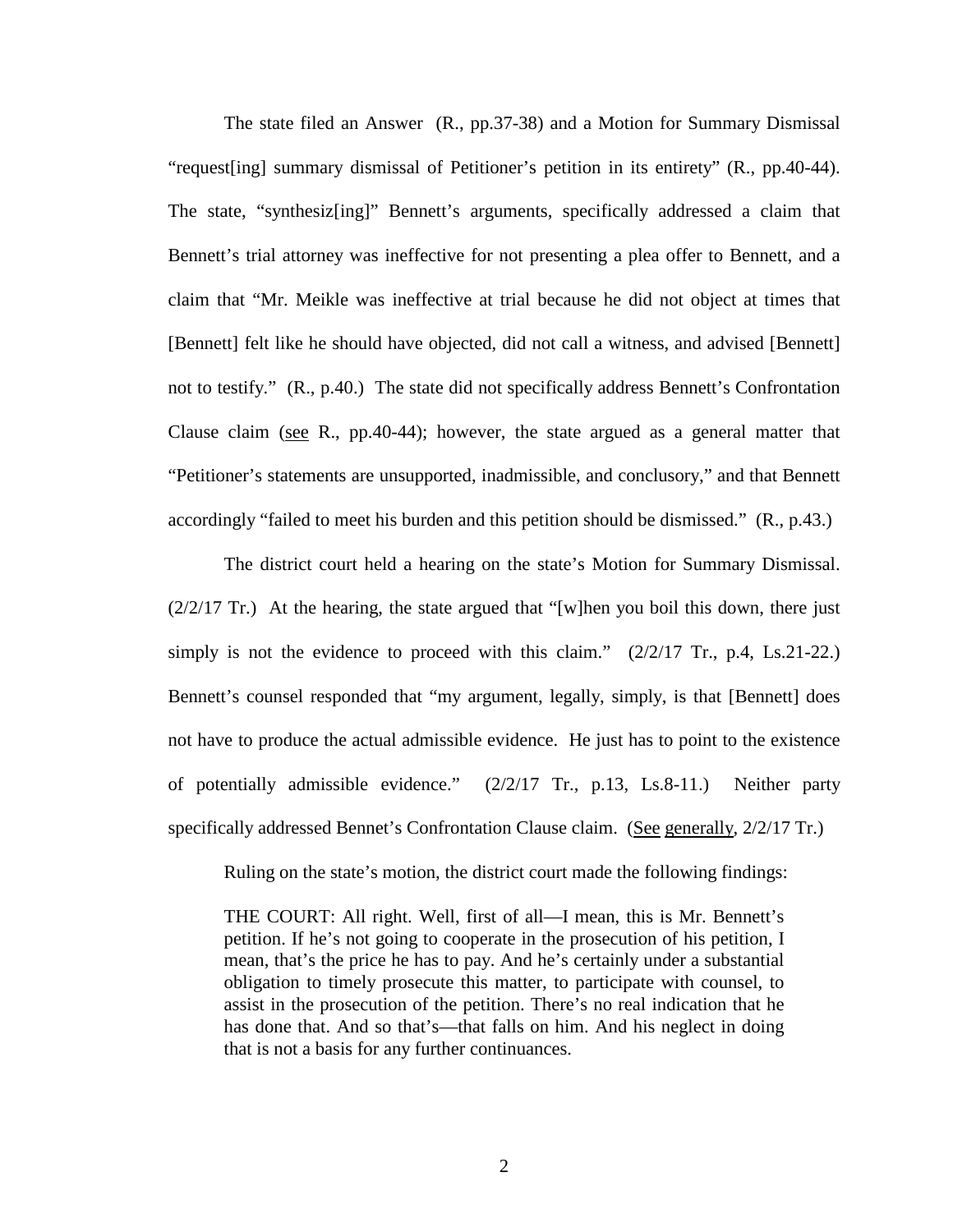The state filed an Answer (R., pp.37-38) and a Motion for Summary Dismissal "request[ing] summary dismissal of Petitioner's petition in its entirety" (R., pp.40-44). The state, "synthesiz[ing]" Bennett's arguments, specifically addressed a claim that Bennett's trial attorney was ineffective for not presenting a plea offer to Bennett, and a claim that "Mr. Meikle was ineffective at trial because he did not object at times that [Bennett] felt like he should have objected, did not call a witness, and advised [Bennett] not to testify." (R., p.40.) The state did not specifically address Bennett's Confrontation Clause claim (see R., pp.40-44); however, the state argued as a general matter that "Petitioner's statements are unsupported, inadmissible, and conclusory," and that Bennett accordingly "failed to meet his burden and this petition should be dismissed." (R., p.43.)

The district court held a hearing on the state's Motion for Summary Dismissal. (2/2/17 Tr.) At the hearing, the state argued that "[w]hen you boil this down, there just simply is not the evidence to proceed with this claim." (2/2/17 Tr., p.4, Ls.21-22.) Bennett's counsel responded that "my argument, legally, simply, is that [Bennett] does not have to produce the actual admissible evidence. He just has to point to the existence of potentially admissible evidence." (2/2/17 Tr., p.13, Ls.8-11.) Neither party specifically addressed Bennet's Confrontation Clause claim. (See generally, 2/2/17 Tr.)

Ruling on the state's motion, the district court made the following findings:

> THE COURT: All right. Well, first of all—I mean, this is Mr. Bennett's petition. If he's not going to cooperate in the prosecution of his petition, I mean, that's the price he has to pay. And he's certainly under a substantial obligation to timely prosecute this matter, to participate with counsel, to assist in the prosecution of the petition. There's no real indication that he has done that. And so that's—that falls on him. And his neglect in doing that is not a basis for any further continuances.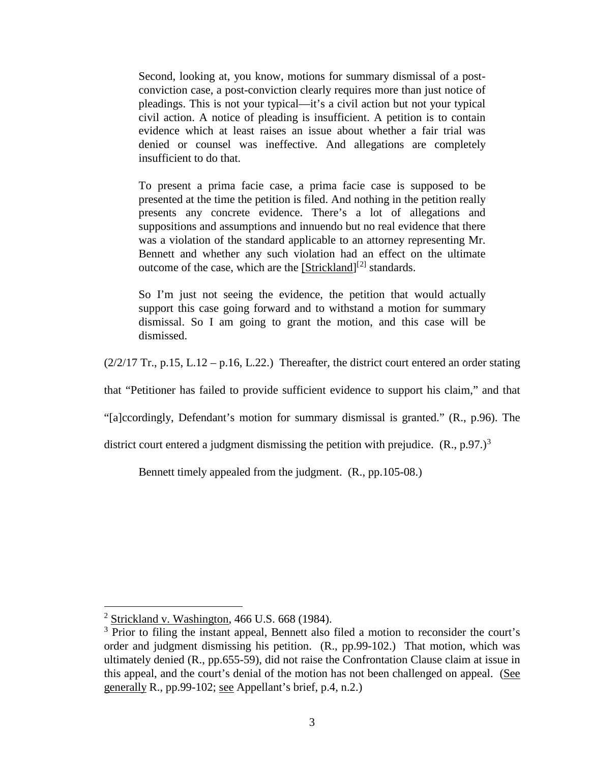> Second, looking at, you know, motions for summary dismissal of a post-conviction case, a post-conviction clearly requires more than just notice of pleadings. This is not your typical—it's a civil action but not your typical civil action. A notice of pleading is insufficient. A petition is to contain evidence which at least raises an issue about whether a fair trial was denied or counsel was ineffective. And allegations are completely insufficient to do that.
>
> To present a prima facie case, a prima facie case is supposed to be presented at the time the petition is filed. And nothing in the petition really presents any concrete evidence. There's a lot of allegations and suppositions and assumptions and innuendo but no real evidence that there was a violation of the standard applicable to an attorney representing Mr. Bennett and whether any such violation had an effect on the ultimate outcome of the case, which are the [Strickland][2] standards.
>
> So I'm just not seeing the evidence, the petition that would actually support this case going forward and to withstand a motion for summary dismissal. So I am going to grant the motion, and this case will be dismissed.

(2/2/17 Tr., p.15, L.12 – p.16, L.22.) Thereafter, the district court entered an order stating that "Petitioner has failed to provide sufficient evidence to support his claim," and that "[a]ccordingly, Defendant's motion for summary dismissal is granted." (R., p.96). The district court entered a judgment dismissing the petition with prejudice. (R., p.97.)[3]

Bennett timely appealed from the judgment. (R., pp.105-08.)

---

[2] Strickland v. Washington, 466 U.S. 668 (1984).

[3] Prior to filing the instant appeal, Bennett also filed a motion to reconsider the court's order and judgment dismissing his petition. (R., pp.99-102.) That motion, which was ultimately denied (R., pp.655-59), did not raise the Confrontation Clause claim at issue in this appeal, and the court's denial of the motion has not been challenged on appeal. (See generally R., pp.99-102; see Appellant's brief, p.4, n.2.)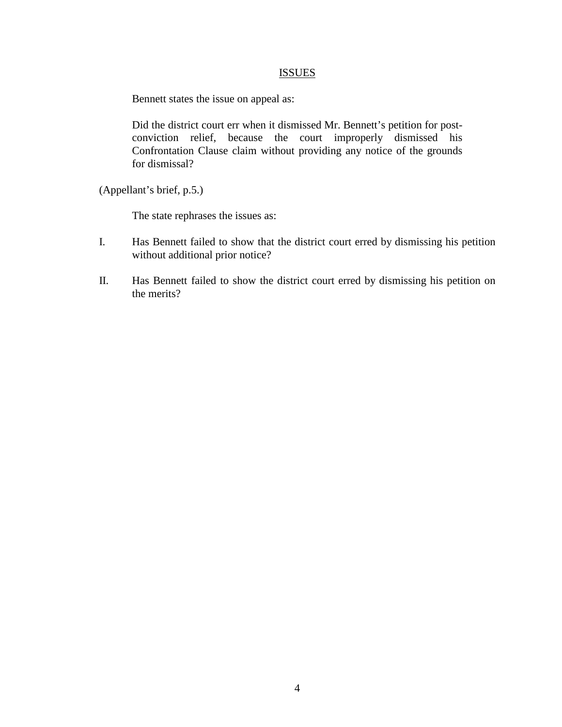## ISSUES

Bennett states the issue on appeal as:

> Did the district court err when it dismissed Mr. Bennett's petition for post-conviction relief, because the court improperly dismissed his Confrontation Clause claim without providing any notice of the grounds for dismissal?

(Appellant's brief, p.5.)

The state rephrases the issues as:

I. Has Bennett failed to show that the district court erred by dismissing his petition without additional prior notice?

II. Has Bennett failed to show the district court erred by dismissing his petition on the merits?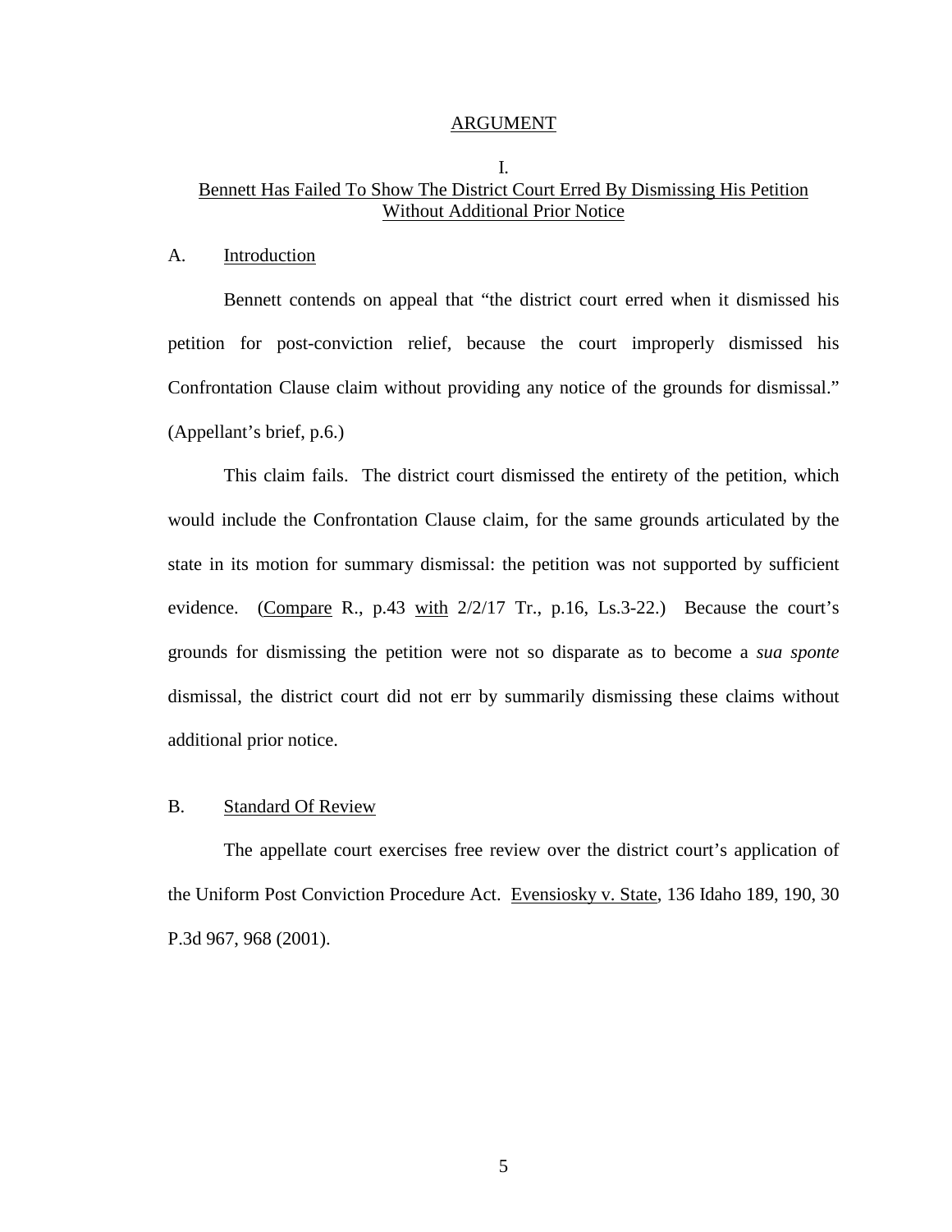## ARGUMENT

### I. Bennett Has Failed To Show The District Court Erred By Dismissing His Petition Without Additional Prior Notice

#### A. Introduction

Bennett contends on appeal that "the district court erred when it dismissed his petition for post-conviction relief, because the court improperly dismissed his Confrontation Clause claim without providing any notice of the grounds for dismissal." (Appellant's brief, p.6.)

This claim fails. The district court dismissed the entirety of the petition, which would include the Confrontation Clause claim, for the same grounds articulated by the state in its motion for summary dismissal: the petition was not supported by sufficient evidence. (Compare R., p.43 with 2/2/17 Tr., p.16, Ls.3-22.) Because the court's grounds for dismissing the petition were not so disparate as to become a *sua sponte* dismissal, the district court did not err by summarily dismissing these claims without additional prior notice.

#### B. Standard Of Review

The appellate court exercises free review over the district court's application of the Uniform Post Conviction Procedure Act. Evensiosky v. State, 136 Idaho 189, 190, 30 P.3d 967, 968 (2001).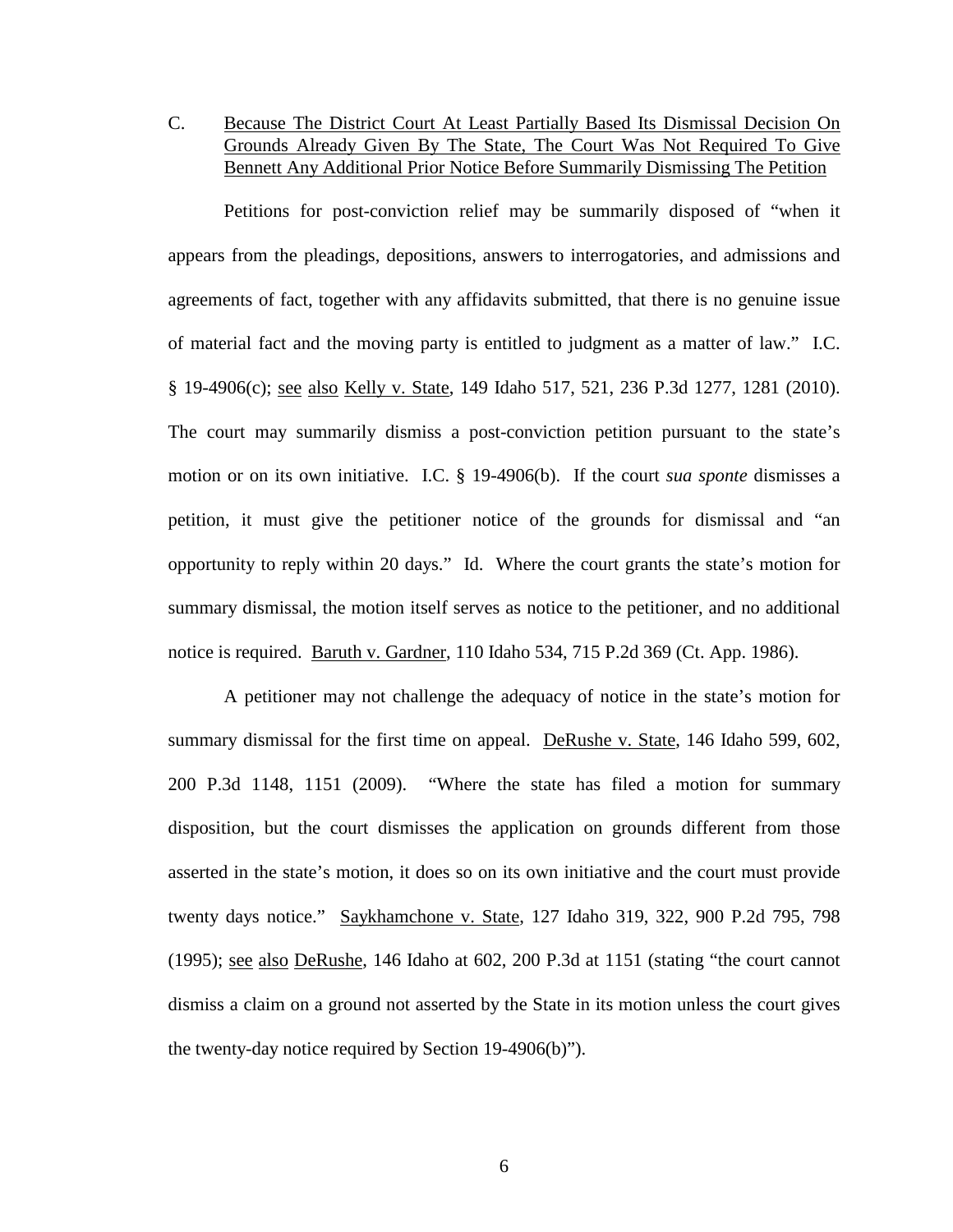C. Because The District Court At Least Partially Based Its Dismissal Decision On Grounds Already Given By The State, The Court Was Not Required To Give Bennett Any Additional Prior Notice Before Summarily Dismissing The Petition

Petitions for post-conviction relief may be summarily disposed of "when it appears from the pleadings, depositions, answers to interrogatories, and admissions and agreements of fact, together with any affidavits submitted, that there is no genuine issue of material fact and the moving party is entitled to judgment as a matter of law." I.C. § 19-4906(c); see also Kelly v. State, 149 Idaho 517, 521, 236 P.3d 1277, 1281 (2010). The court may summarily dismiss a post-conviction petition pursuant to the state's motion or on its own initiative. I.C. § 19-4906(b). If the court *sua sponte* dismisses a petition, it must give the petitioner notice of the grounds for dismissal and "an opportunity to reply within 20 days." Id. Where the court grants the state's motion for summary dismissal, the motion itself serves as notice to the petitioner, and no additional notice is required. Baruth v. Gardner, 110 Idaho 534, 715 P.2d 369 (Ct. App. 1986).

A petitioner may not challenge the adequacy of notice in the state's motion for summary dismissal for the first time on appeal. DeRushe v. State, 146 Idaho 599, 602, 200 P.3d 1148, 1151 (2009). "Where the state has filed a motion for summary disposition, but the court dismisses the application on grounds different from those asserted in the state's motion, it does so on its own initiative and the court must provide twenty days notice." Saykhamchone v. State, 127 Idaho 319, 322, 900 P.2d 795, 798 (1995); see also DeRushe, 146 Idaho at 602, 200 P.3d at 1151 (stating "the court cannot dismiss a claim on a ground not asserted by the State in its motion unless the court gives the twenty-day notice required by Section 19-4906(b)").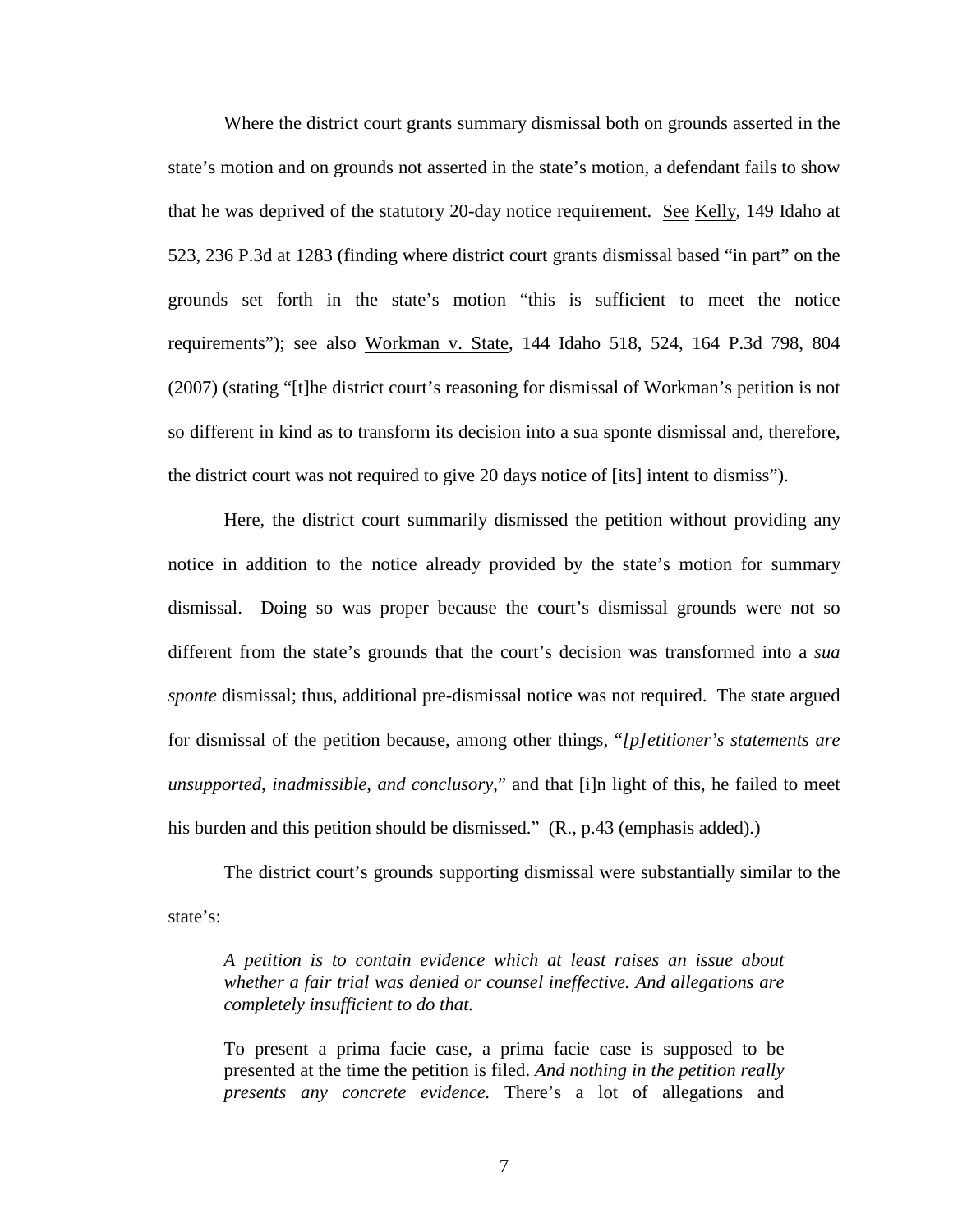Where the district court grants summary dismissal both on grounds asserted in the state's motion and on grounds not asserted in the state's motion, a defendant fails to show that he was deprived of the statutory 20-day notice requirement. See Kelly, 149 Idaho at 523, 236 P.3d at 1283 (finding where district court grants dismissal based "in part" on the grounds set forth in the state's motion "this is sufficient to meet the notice requirements"); see also Workman v. State, 144 Idaho 518, 524, 164 P.3d 798, 804 (2007) (stating "[t]he district court's reasoning for dismissal of Workman's petition is not so different in kind as to transform its decision into a sua sponte dismissal and, therefore, the district court was not required to give 20 days notice of [its] intent to dismiss").

Here, the district court summarily dismissed the petition without providing any notice in addition to the notice already provided by the state's motion for summary dismissal. Doing so was proper because the court's dismissal grounds were not so different from the state's grounds that the court's decision was transformed into a *sua sponte* dismissal; thus, additional pre-dismissal notice was not required. The state argued for dismissal of the petition because, among other things, "*[p]etitioner's statements are unsupported, inadmissible, and conclusory*," and that [i]n light of this, he failed to meet his burden and this petition should be dismissed." (R., p.43 (emphasis added).)

The district court's grounds supporting dismissal were substantially similar to the state's:

> *A petition is to contain evidence which at least raises an issue about whether a fair trial was denied or counsel ineffective. And allegations are completely insufficient to do that.*
>
> To present a prima facie case, a prima facie case is supposed to be presented at the time the petition is filed. *And nothing in the petition really presents any concrete evidence.* There's a lot of allegations and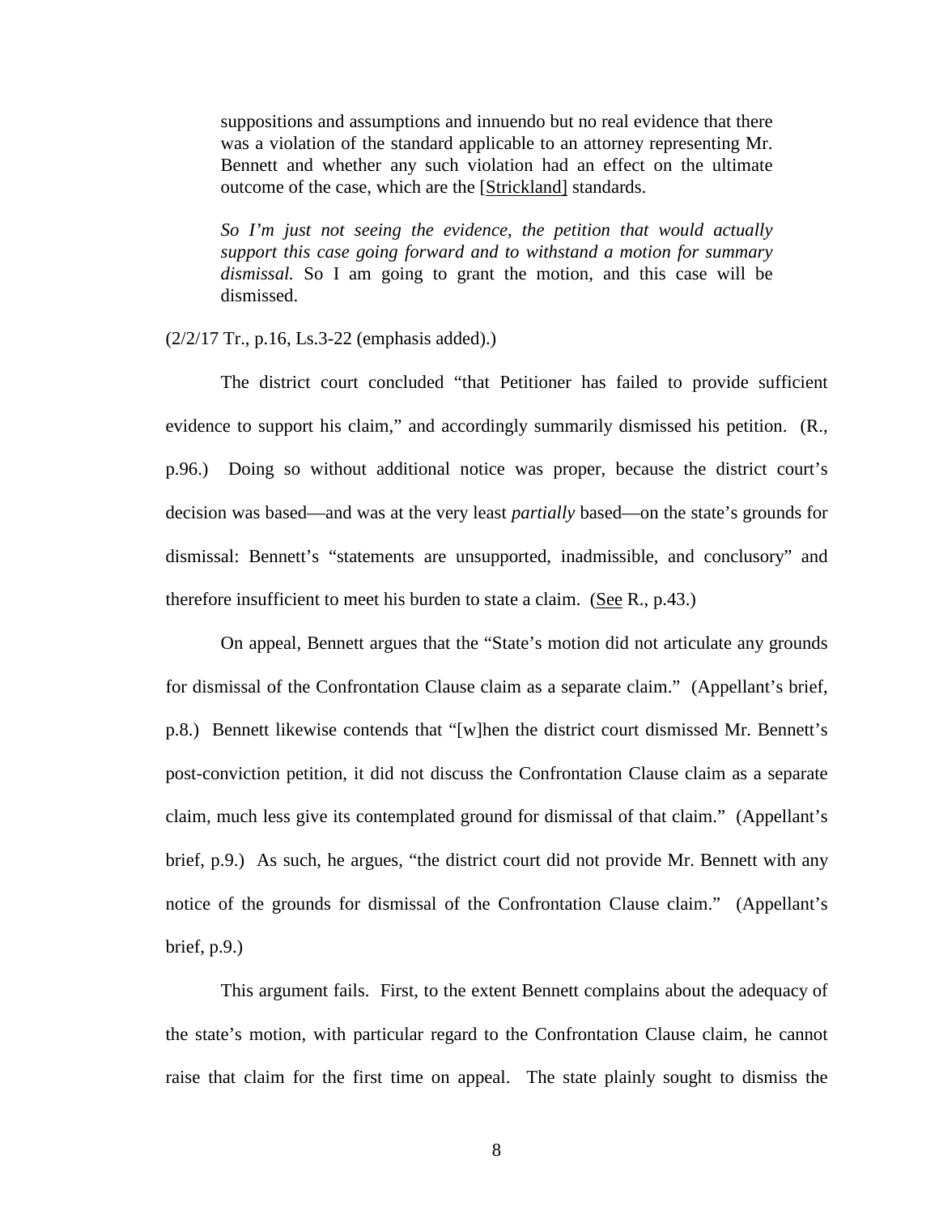> suppositions and assumptions and innuendo but no real evidence that there was a violation of the standard applicable to an attorney representing Mr. Bennett and whether any such violation had an effect on the ultimate outcome of the case, which are the [Strickland] standards.
>
> *So I'm just not seeing the evidence, the petition that would actually support this case going forward and to withstand a motion for summary dismissal.* So I am going to grant the motion, and this case will be dismissed.

(2/2/17 Tr., p.16, Ls.3-22 (emphasis added).)

The district court concluded "that Petitioner has failed to provide sufficient evidence to support his claim," and accordingly summarily dismissed his petition. (R., p.96.) Doing so without additional notice was proper, because the district court's decision was based—and was at the very least *partially* based—on the state's grounds for dismissal: Bennett's "statements are unsupported, inadmissible, and conclusory" and therefore insufficient to meet his burden to state a claim. (See R., p.43.)

On appeal, Bennett argues that the "State's motion did not articulate any grounds for dismissal of the Confrontation Clause claim as a separate claim." (Appellant's brief, p.8.) Bennett likewise contends that "[w]hen the district court dismissed Mr. Bennett's post-conviction petition, it did not discuss the Confrontation Clause claim as a separate claim, much less give its contemplated ground for dismissal of that claim." (Appellant's brief, p.9.) As such, he argues, "the district court did not provide Mr. Bennett with any notice of the grounds for dismissal of the Confrontation Clause claim." (Appellant's brief, p.9.)

This argument fails. First, to the extent Bennett complains about the adequacy of the state's motion, with particular regard to the Confrontation Clause claim, he cannot raise that claim for the first time on appeal. The state plainly sought to dismiss the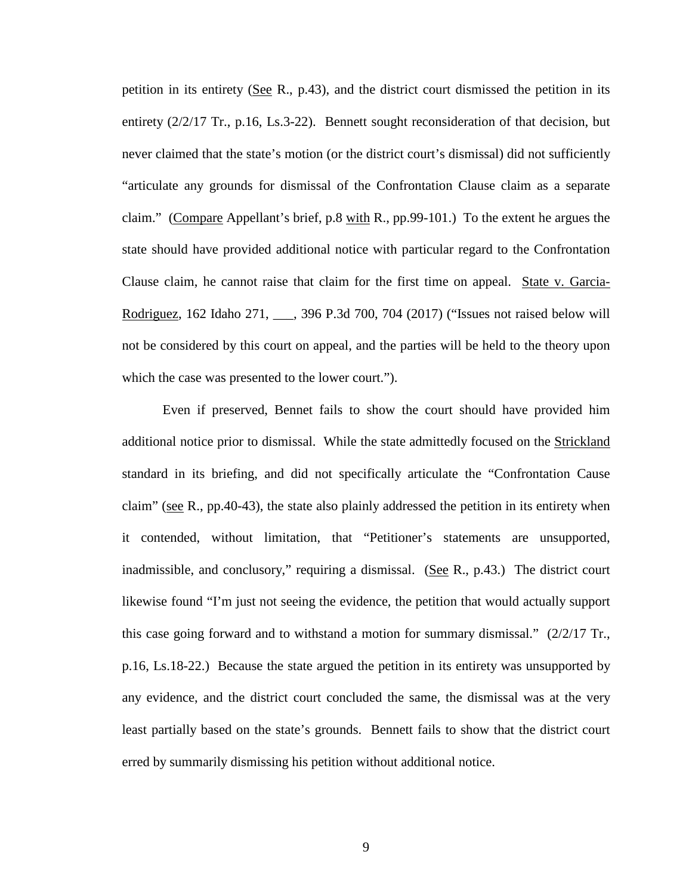petition in its entirety (See R., p.43), and the district court dismissed the petition in its entirety (2/2/17 Tr., p.16, Ls.3-22). Bennett sought reconsideration of that decision, but never claimed that the state's motion (or the district court's dismissal) did not sufficiently "articulate any grounds for dismissal of the Confrontation Clause claim as a separate claim." (Compare Appellant's brief, p.8 with R., pp.99-101.) To the extent he argues the state should have provided additional notice with particular regard to the Confrontation Clause claim, he cannot raise that claim for the first time on appeal. State v. Garcia-Rodriguez, 162 Idaho 271, ___, 396 P.3d 700, 704 (2017) ("Issues not raised below will not be considered by this court on appeal, and the parties will be held to the theory upon which the case was presented to the lower court.").

Even if preserved, Bennet fails to show the court should have provided him additional notice prior to dismissal. While the state admittedly focused on the Strickland standard in its briefing, and did not specifically articulate the "Confrontation Cause claim" (see R., pp.40-43), the state also plainly addressed the petition in its entirety when it contended, without limitation, that "Petitioner's statements are unsupported, inadmissible, and conclusory," requiring a dismissal. (See R., p.43.) The district court likewise found "I'm just not seeing the evidence, the petition that would actually support this case going forward and to withstand a motion for summary dismissal." (2/2/17 Tr., p.16, Ls.18-22.) Because the state argued the petition in its entirety was unsupported by any evidence, and the district court concluded the same, the dismissal was at the very least partially based on the state's grounds. Bennett fails to show that the district court erred by summarily dismissing his petition without additional notice.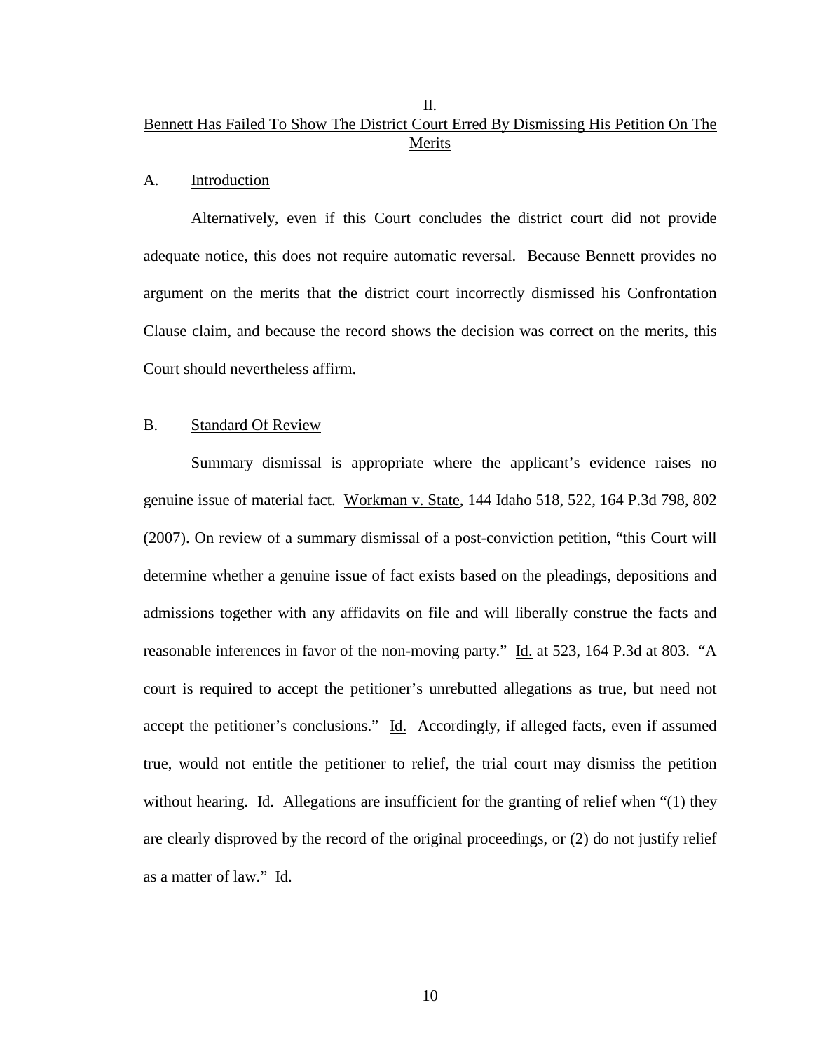## II.
## Bennett Has Failed To Show The District Court Erred By Dismissing His Petition On The Merits

### A. Introduction

Alternatively, even if this Court concludes the district court did not provide adequate notice, this does not require automatic reversal. Because Bennett provides no argument on the merits that the district court incorrectly dismissed his Confrontation Clause claim, and because the record shows the decision was correct on the merits, this Court should nevertheless affirm.

### B. Standard Of Review

Summary dismissal is appropriate where the applicant's evidence raises no genuine issue of material fact. Workman v. State, 144 Idaho 518, 522, 164 P.3d 798, 802 (2007). On review of a summary dismissal of a post-conviction petition, "this Court will determine whether a genuine issue of fact exists based on the pleadings, depositions and admissions together with any affidavits on file and will liberally construe the facts and reasonable inferences in favor of the non-moving party." Id. at 523, 164 P.3d at 803. "A court is required to accept the petitioner's unrebutted allegations as true, but need not accept the petitioner's conclusions." Id. Accordingly, if alleged facts, even if assumed true, would not entitle the petitioner to relief, the trial court may dismiss the petition without hearing. Id. Allegations are insufficient for the granting of relief when "(1) they are clearly disproved by the record of the original proceedings, or (2) do not justify relief as a matter of law." Id.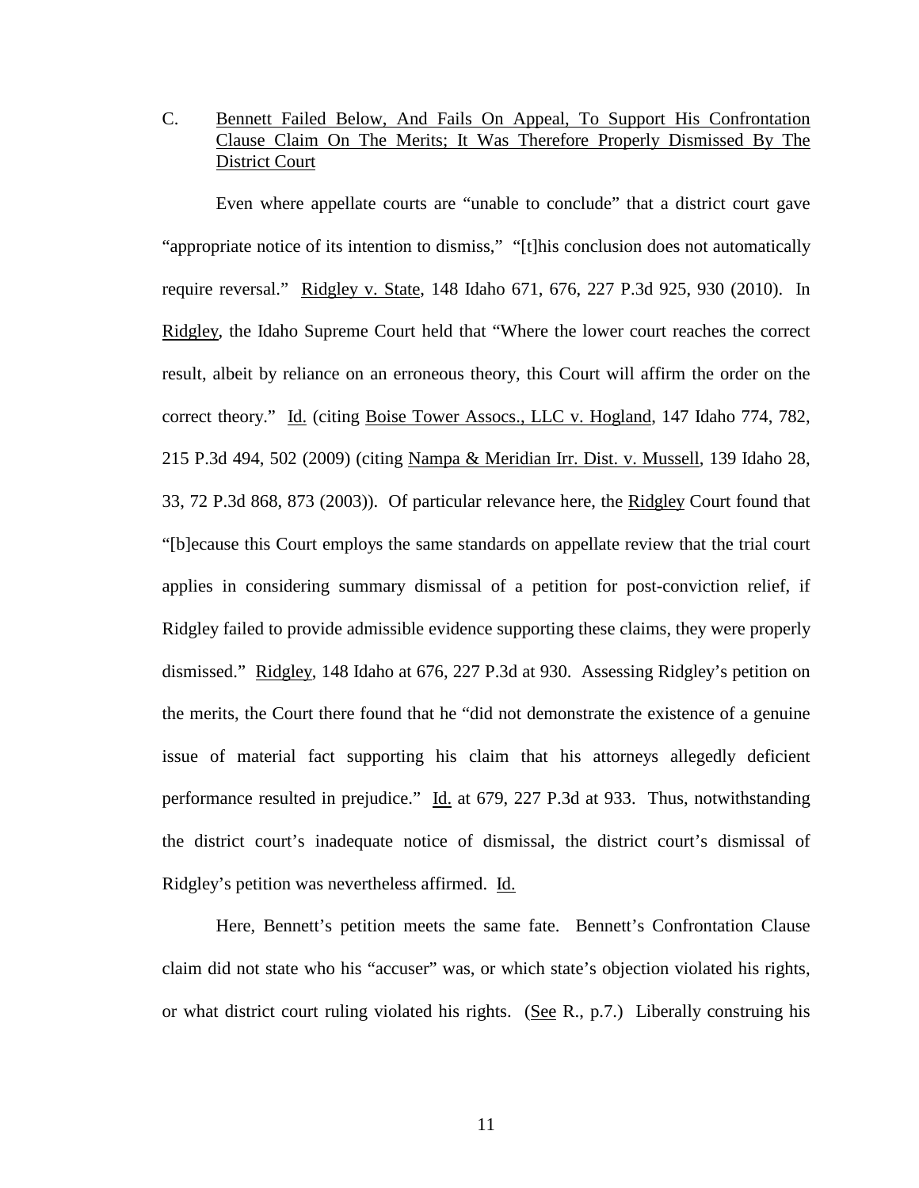C. Bennett Failed Below, And Fails On Appeal, To Support His Confrontation Clause Claim On The Merits; It Was Therefore Properly Dismissed By The District Court

Even where appellate courts are "unable to conclude" that a district court gave "appropriate notice of its intention to dismiss," "[t]his conclusion does not automatically require reversal." Ridgley v. State, 148 Idaho 671, 676, 227 P.3d 925, 930 (2010). In Ridgley, the Idaho Supreme Court held that "Where the lower court reaches the correct result, albeit by reliance on an erroneous theory, this Court will affirm the order on the correct theory." Id. (citing Boise Tower Assocs., LLC v. Hogland, 147 Idaho 774, 782, 215 P.3d 494, 502 (2009) (citing Nampa & Meridian Irr. Dist. v. Mussell, 139 Idaho 28, 33, 72 P.3d 868, 873 (2003)). Of particular relevance here, the Ridgley Court found that "[b]ecause this Court employs the same standards on appellate review that the trial court applies in considering summary dismissal of a petition for post-conviction relief, if Ridgley failed to provide admissible evidence supporting these claims, they were properly dismissed." Ridgley, 148 Idaho at 676, 227 P.3d at 930. Assessing Ridgley's petition on the merits, the Court there found that he "did not demonstrate the existence of a genuine issue of material fact supporting his claim that his attorneys allegedly deficient performance resulted in prejudice." Id. at 679, 227 P.3d at 933. Thus, notwithstanding the district court's inadequate notice of dismissal, the district court's dismissal of Ridgley's petition was nevertheless affirmed. Id.

Here, Bennett's petition meets the same fate. Bennett's Confrontation Clause claim did not state who his "accuser" was, or which state's objection violated his rights, or what district court ruling violated his rights. (See R., p.7.) Liberally construing his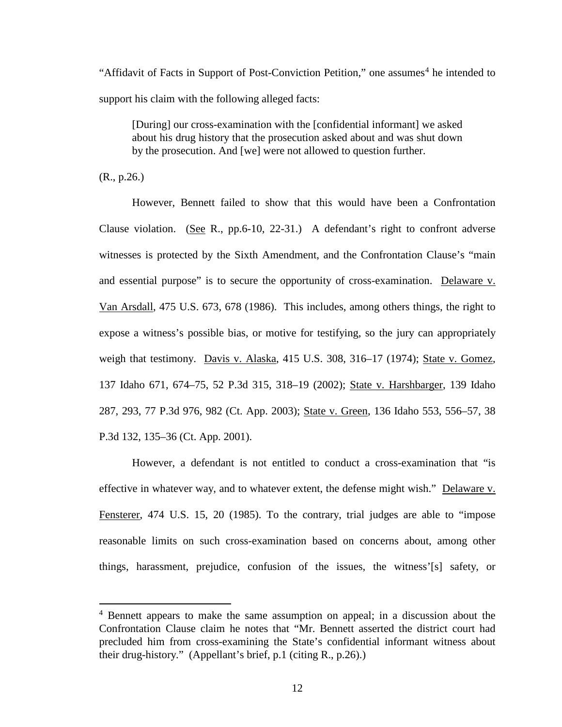"Affidavit of Facts in Support of Post-Conviction Petition," one assumes[4] he intended to support his claim with the following alleged facts:

> [During] our cross-examination with the [confidential informant] we asked about his drug history that the prosecution asked about and was shut down by the prosecution. And [we] were not allowed to question further.

(R., p.26.)

However, Bennett failed to show that this would have been a Confrontation Clause violation. (See R., pp.6-10, 22-31.) A defendant's right to confront adverse witnesses is protected by the Sixth Amendment, and the Confrontation Clause's "main and essential purpose" is to secure the opportunity of cross-examination. Delaware v. Van Arsdall, 475 U.S. 673, 678 (1986). This includes, among others things, the right to expose a witness's possible bias, or motive for testifying, so the jury can appropriately weigh that testimony. Davis v. Alaska, 415 U.S. 308, 316–17 (1974); State v. Gomez, 137 Idaho 671, 674–75, 52 P.3d 315, 318–19 (2002); State v. Harshbarger, 139 Idaho 287, 293, 77 P.3d 976, 982 (Ct. App. 2003); State v. Green, 136 Idaho 553, 556–57, 38 P.3d 132, 135–36 (Ct. App. 2001).

However, a defendant is not entitled to conduct a cross-examination that "is effective in whatever way, and to whatever extent, the defense might wish." Delaware v. Fensterer, 474 U.S. 15, 20 (1985). To the contrary, trial judges are able to "impose reasonable limits on such cross-examination based on concerns about, among other things, harassment, prejudice, confusion of the issues, the witness'[s] safety, or

---

[4] Bennett appears to make the same assumption on appeal; in a discussion about the Confrontation Clause claim he notes that "Mr. Bennett asserted the district court had precluded him from cross-examining the State's confidential informant witness about their drug-history." (Appellant's brief, p.1 (citing R., p.26).)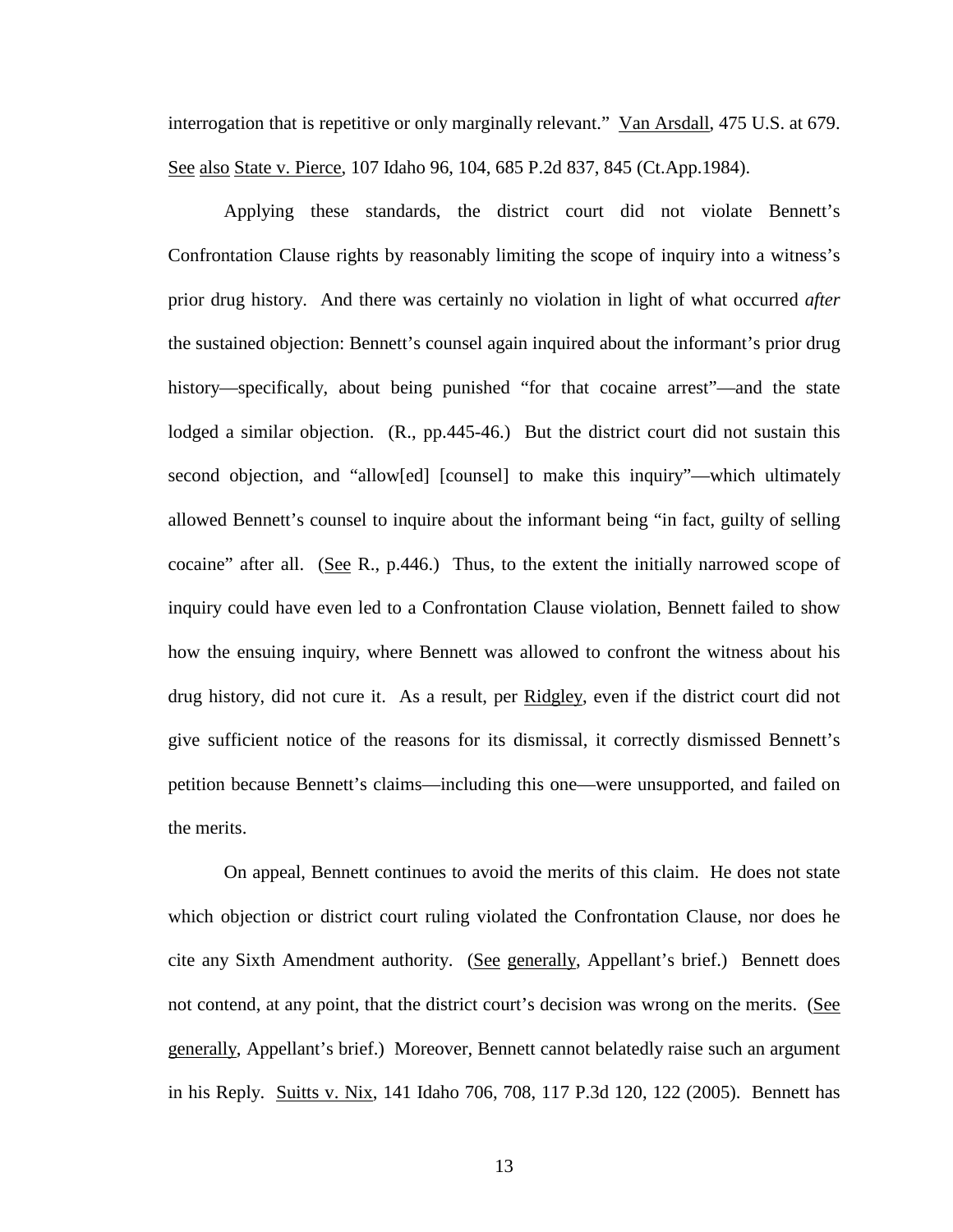interrogation that is repetitive or only marginally relevant." Van Arsdall, 475 U.S. at 679. See also State v. Pierce, 107 Idaho 96, 104, 685 P.2d 837, 845 (Ct.App.1984).

Applying these standards, the district court did not violate Bennett's Confrontation Clause rights by reasonably limiting the scope of inquiry into a witness's prior drug history. And there was certainly no violation in light of what occurred *after* the sustained objection: Bennett's counsel again inquired about the informant's prior drug history—specifically, about being punished "for that cocaine arrest"—and the state lodged a similar objection. (R., pp.445-46.) But the district court did not sustain this second objection, and "allow[ed] [counsel] to make this inquiry"—which ultimately allowed Bennett's counsel to inquire about the informant being "in fact, guilty of selling cocaine" after all. (See R., p.446.) Thus, to the extent the initially narrowed scope of inquiry could have even led to a Confrontation Clause violation, Bennett failed to show how the ensuing inquiry, where Bennett was allowed to confront the witness about his drug history, did not cure it. As a result, per Ridgley, even if the district court did not give sufficient notice of the reasons for its dismissal, it correctly dismissed Bennett's petition because Bennett's claims—including this one—were unsupported, and failed on the merits.

On appeal, Bennett continues to avoid the merits of this claim. He does not state which objection or district court ruling violated the Confrontation Clause, nor does he cite any Sixth Amendment authority. (See generally, Appellant's brief.) Bennett does not contend, at any point, that the district court's decision was wrong on the merits. (See generally, Appellant's brief.) Moreover, Bennett cannot belatedly raise such an argument in his Reply. Suitts v. Nix, 141 Idaho 706, 708, 117 P.3d 120, 122 (2005). Bennett has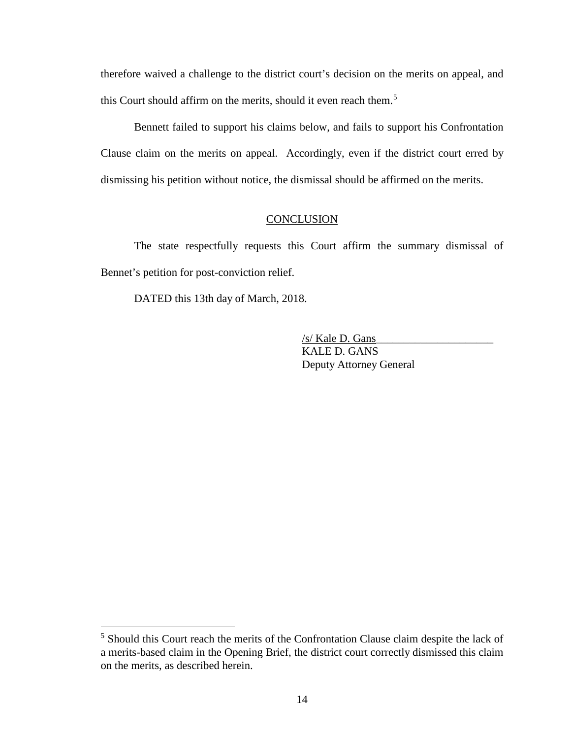therefore waived a challenge to the district court's decision on the merits on appeal, and this Court should affirm on the merits, should it even reach them.[5]

Bennett failed to support his claims below, and fails to support his Confrontation Clause claim on the merits on appeal. Accordingly, even if the district court erred by dismissing his petition without notice, the dismissal should be affirmed on the merits.

## CONCLUSION

The state respectfully requests this Court affirm the summary dismissal of Bennet's petition for post-conviction relief.

DATED this 13th day of March, 2018.

/s/ Kale D. Gans
KALE D. GANS
Deputy Attorney General

---

[5] Should this Court reach the merits of the Confrontation Clause claim despite the lack of a merits-based claim in the Opening Brief, the district court correctly dismissed this claim on the merits, as described herein.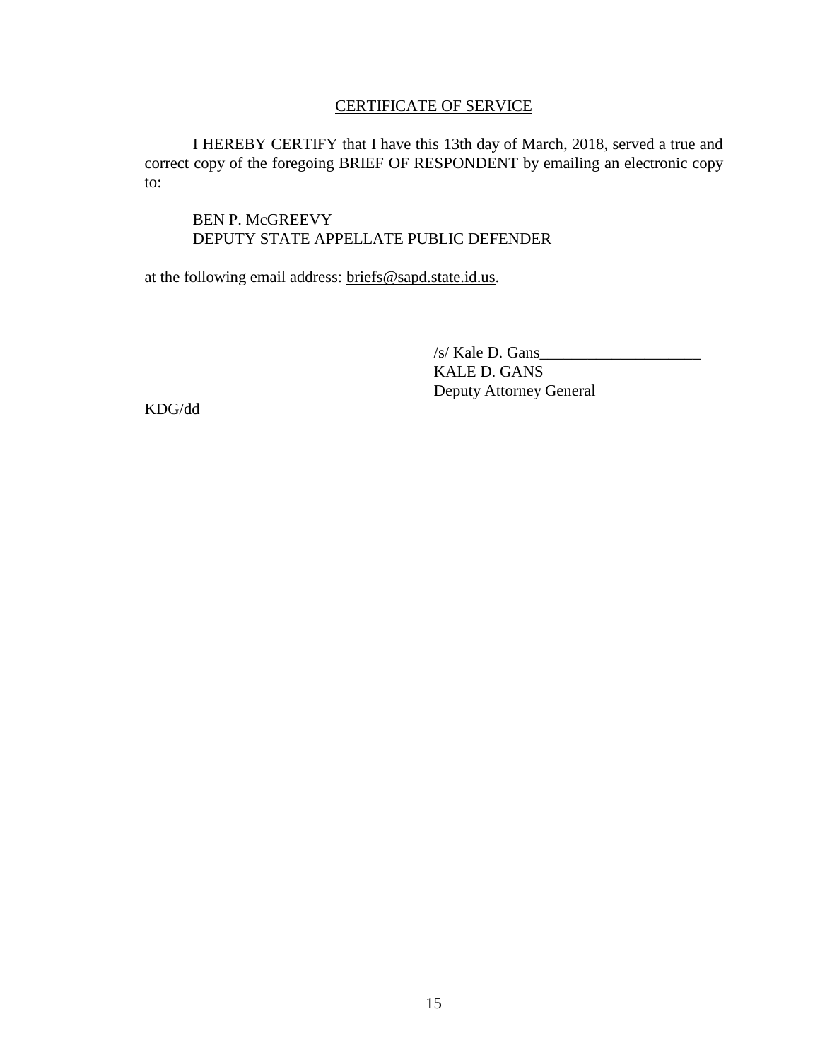## CERTIFICATE OF SERVICE

I HEREBY CERTIFY that I have this 13th day of March, 2018, served a true and correct copy of the foregoing BRIEF OF RESPONDENT by emailing an electronic copy to:

BEN P. McGREEVY
DEPUTY STATE APPELLATE PUBLIC DEFENDER

at the following email address: briefs@sapd.state.id.us.

/s/ Kale D. Gans____________________
KALE D. GANS
Deputy Attorney General

KDG/dd